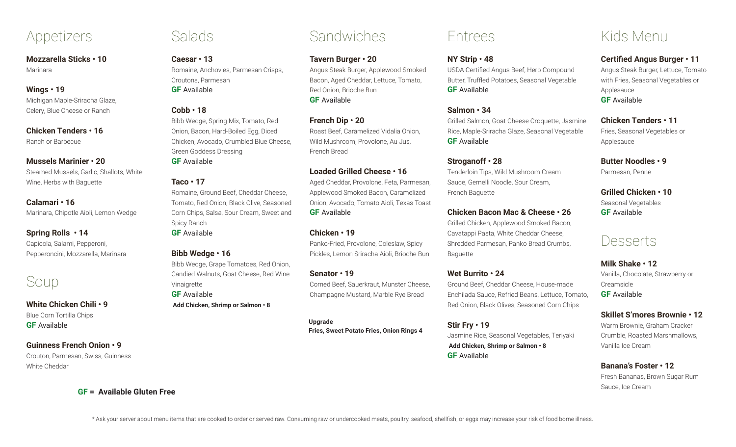# Appetizers

**Mozzarella Sticks • 10**
Marinara

**Wings • 19**
Michigan Maple-Sriracha Glaze, Celery, Blue Cheese or Ranch

**Chicken Tenders • 16**
Ranch or Barbecue

**Mussels Marinier • 20**
Steamed Mussels, Garlic, Shallots, White Wine, Herbs with Baguette

**Calamari • 16**
Marinara, Chipotle Aioli, Lemon Wedge

**Spring Rolls • 14**
Capicola, Salami, Pepperoni, Pepperoncini, Mozzarella, Marinara

# Soup

**White Chicken Chili • 9**
Blue Corn Tortilla Chips
**GF** Available

**Guinness French Onion • 9**
Crouton, Parmesan, Swiss, Guinness White Cheddar

**GF = Available Gluten Free**

# Salads

**Caesar • 13**
Romaine, Anchovies, Parmesan Crisps, Croutons, Parmesan
**GF** Available

**Cobb • 18**
Bibb Wedge, Spring Mix, Tomato, Red Onion, Bacon, Hard-Boiled Egg, Diced Chicken, Avocado, Crumbled Blue Cheese, Green Goddess Dressing
**GF** Available

**Taco • 17**
Romaine, Ground Beef, Cheddar Cheese, Tomato, Red Onion, Black Olive, Seasoned Corn Chips, Salsa, Sour Cream, Sweet and Spicy Ranch
**GF** Available

**Bibb Wedge • 16**
Bibb Wedge, Grape Tomatoes, Red Onion, Candied Walnuts, Goat Cheese, Red Wine Vinaigrette
**GF** Available

**Add Chicken, Shrimp or Salmon • 8**

# Sandwiches

**Tavern Burger • 20**
Angus Steak Burger, Applewood Smoked Bacon, Aged Cheddar, Lettuce, Tomato, Red Onion, Brioche Bun
**GF** Available

**French Dip • 20**
Roast Beef, Caramelized Vidalia Onion, Wild Mushroom, Provolone, Au Jus, French Bread

**Loaded Grilled Cheese • 16**
Aged Cheddar, Provolone, Feta, Parmesan, Applewood Smoked Bacon, Caramelized Onion, Avocado, Tomato Aioli, Texas Toast
**GF** Available

**Chicken • 19**
Panko-Fried, Provolone, Coleslaw, Spicy Pickles, Lemon Sriracha Aioli, Brioche Bun

**Senator • 19**
Corned Beef, Sauerkraut, Munster Cheese, Champagne Mustard, Marble Rye Bread

**Upgrade**
**Fries, Sweet Potato Fries, Onion Rings 4**

# Entrees

**NY Strip • 48**
USDA Certified Angus Beef, Herb Compound Butter, Truffled Potatoes, Seasonal Vegetable
**GF** Available

**Salmon • 34**
Grilled Salmon, Goat Cheese Croquette, Jasmine Rice, Maple-Sriracha Glaze, Seasonal Vegetable
**GF** Available

**Stroganoff • 28**
Tenderloin Tips, Wild Mushroom Cream Sauce, Gemelli Noodle, Sour Cream, French Baguette

**Chicken Bacon Mac & Cheese • 26**
Grilled Chicken, Applewood Smoked Bacon, Cavatappi Pasta, White Cheddar Cheese, Shredded Parmesan, Panko Bread Crumbs, Baguette

**Wet Burrito • 24**
Ground Beef, Cheddar Cheese, House-made Enchilada Sauce, Refried Beans, Lettuce, Tomato, Red Onion, Black Olives, Seasoned Corn Chips

**Stir Fry • 19**
Jasmine Rice, Seasonal Vegetables, Teriyaki
**Add Chicken, Shrimp or Salmon • 8**
**GF** Available

# Kids Menu

**Certified Angus Burger • 11**
Angus Steak Burger, Lettuce, Tomato with Fries, Seasonal Vegetables or Applesauce
**GF** Available

**Chicken Tenders • 11**
Fries, Seasonal Vegetables or Applesauce

**Butter Noodles • 9**
Parmesan, Penne

**Grilled Chicken • 10**
Seasonal Vegetables
**GF** Available

# Desserts

**Milk Shake • 12**
Vanilla, Chocolate, Strawberry or Creamsicle
**GF** Available

**Skillet S'mores Brownie • 12**
Warm Brownie, Graham Cracker Crumble, Roasted Marshmallows, Vanilla Ice Cream

**Banana's Foster • 12**
Fresh Bananas, Brown Sugar Rum Sauce, Ice Cream

* Ask your server about menu items that are cooked to order or served raw. Consuming raw or undercooked meats, poultry, seafood, shellfish, or eggs may increase your risk of food borne illness.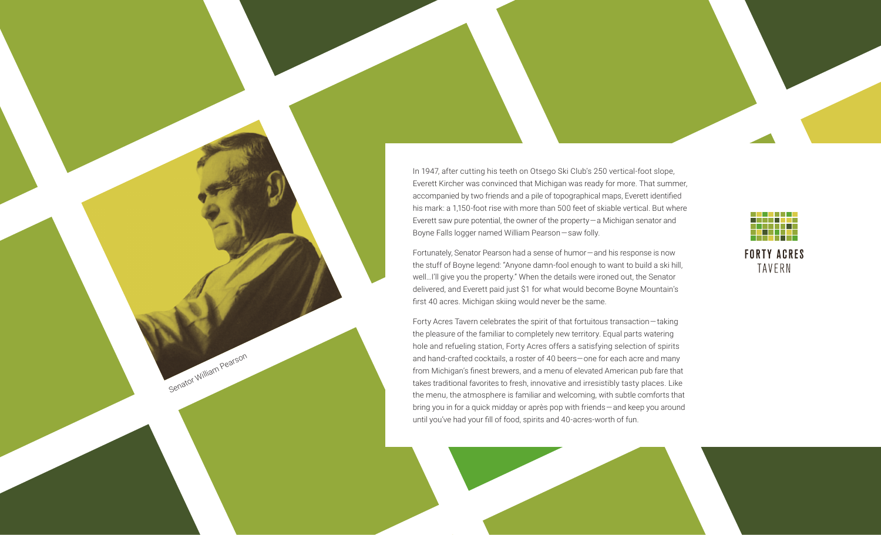Senator William Pearson

In 1947, after cutting his teeth on Otsego Ski Club's 250 vertical-foot slope, Everett Kircher was convinced that Michigan was ready for more. That summer, accompanied by two friends and a pile of topographical maps, Everett identified his mark: a 1,150-foot rise with more than 500 feet of skiable vertical. But where Everett saw pure potential, the owner of the property—a Michigan senator and Boyne Falls logger named William Pearson—saw folly.

Fortunately, Senator Pearson had a sense of humor—and his response is now the stuff of Boyne legend: "Anyone damn-fool enough to want to build a ski hill, well…I'll give you the property." When the details were ironed out, the Senator delivered, and Everett paid just $1 for what would become Boyne Mountain's first 40 acres. Michigan skiing would never be the same.

Forty Acres Tavern celebrates the spirit of that fortuitous transaction—taking the pleasure of the familiar to completely new territory. Equal parts watering hole and refueling station, Forty Acres offers a satisfying selection of spirits and hand-crafted cocktails, a roster of 40 beers—one for each acre and many from Michigan's finest brewers, and a menu of elevated American pub fare that takes traditional favorites to fresh, innovative and irresistibly tasty places. Like the menu, the atmosphere is familiar and welcoming, with subtle comforts that bring you in for a quick midday or après pop with friends—and keep you around until you've had your fill of food, spirits and 40-acres-worth of fun.

**FORTY ACRES**
TAVERN